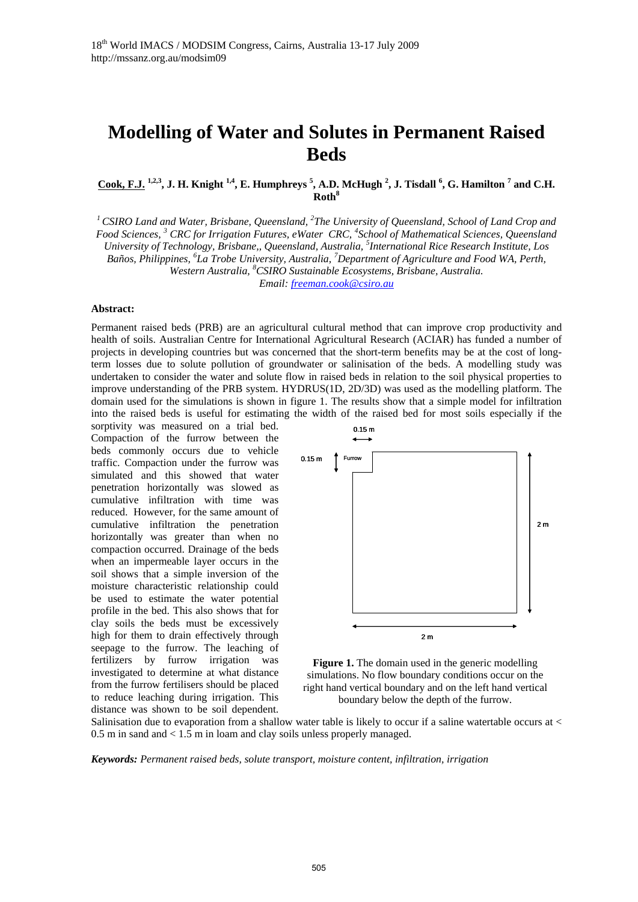18th World IMACS / MODSIM Congress, Cairns, Australia 13-17 July 2009
http://mssanz.org.au/modsim09

# Modelling of Water and Solutes in Permanent Raised Beds

**Cook, F.J.** [1,2,3], **J. H. Knight** [1,4], **E. Humphreys** [5], **A.D. McHugh** [2], **J. Tisdall** [6], **G. Hamilton** [7] **and C.H. Roth**[8]

*[1] CSIRO Land and Water, Brisbane, Queensland, [2]The University of Queensland, School of Land Crop and Food Sciences, [3] CRC for Irrigation Futures, eWater CRC, [4]School of Mathematical Sciences, Queensland University of Technology, Brisbane,, Queensland, Australia, [5]International Rice Research Institute, Los Baños, Philippines, [6]La Trobe University, Australia, [7]Department of Agriculture and Food WA, Perth, Western Australia, [8]CSIRO Sustainable Ecosystems, Brisbane, Australia.*
*Email: freeman.cook@csiro.au*

**Abstract:**

Permanent raised beds (PRB) are an agricultural cultural method that can improve crop productivity and health of soils. Australian Centre for International Agricultural Research (ACIAR) has funded a number of projects in developing countries but was concerned that the short-term benefits may be at the cost of long-term losses due to solute pollution of groundwater or salinisation of the beds. A modelling study was undertaken to consider the water and solute flow in raised beds in relation to the soil physical properties to improve understanding of the PRB system. HYDRUS(1D, 2D/3D) was used as the modelling platform. The domain used for the simulations is shown in figure 1. The results show that a simple model for infiltration into the raised beds is useful for estimating the width of the raised bed for most soils especially if the sorptivity was measured on a trial bed. Compaction of the furrow between the beds commonly occurs due to vehicle traffic. Compaction under the furrow was simulated and this showed that water penetration horizontally was slowed as cumulative infiltration with time was reduced. However, for the same amount of cumulative infiltration the penetration horizontally was greater than when no compaction occurred. Drainage of the beds when an impermeable layer occurs in the soil shows that a simple inversion of the moisture characteristic relationship could be used to estimate the water potential profile in the bed. This also shows that for clay soils the beds must be excessively high for them to drain effectively through seepage to the furrow. The leaching of fertilizers by furrow irrigation was investigated to determine at what distance from the furrow fertilisers should be placed to reduce leaching during irrigation. This distance was shown to be soil dependent. Salinisation due to evaporation from a shallow water table is likely to occur if a saline watertable occurs at < 0.5 m in sand and < 1.5 m in loam and clay soils unless properly managed.

0.15 m

0.15 m Furrow

2 m

2 m

**Figure 1.** The domain used in the generic modelling simulations. No flow boundary conditions occur on the right hand vertical boundary and on the left hand vertical boundary below the depth of the furrow.

***Keywords:*** *Permanent raised beds, solute transport, moisture content, infiltration, irrigation*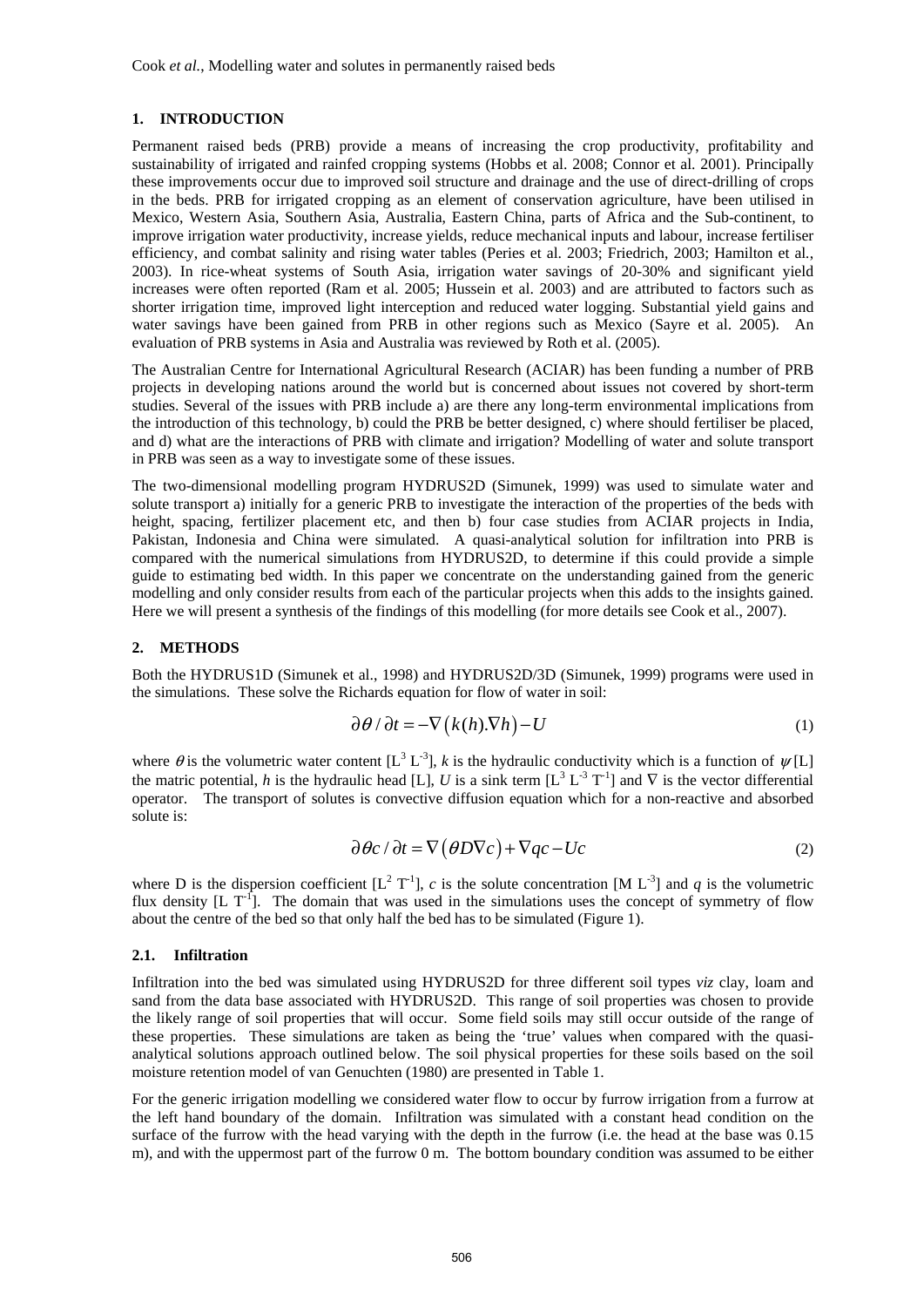## 1. INTRODUCTION

Permanent raised beds (PRB) provide a means of increasing the crop productivity, profitability and sustainability of irrigated and rainfed cropping systems (Hobbs et al. 2008; Connor et al. 2001). Principally these improvements occur due to improved soil structure and drainage and the use of direct-drilling of crops in the beds. PRB for irrigated cropping as an element of conservation agriculture, have been utilised in Mexico, Western Asia, Southern Asia, Australia, Eastern China, parts of Africa and the Sub-continent, to improve irrigation water productivity, increase yields, reduce mechanical inputs and labour, increase fertiliser efficiency, and combat salinity and rising water tables (Peries et al. 2003; Friedrich, 2003; Hamilton et al., 2003). In rice-wheat systems of South Asia, irrigation water savings of 20-30% and significant yield increases were often reported (Ram et al. 2005; Hussein et al. 2003) and are attributed to factors such as shorter irrigation time, improved light interception and reduced water logging. Substantial yield gains and water savings have been gained from PRB in other regions such as Mexico (Sayre et al. 2005). An evaluation of PRB systems in Asia and Australia was reviewed by Roth et al. (2005).

The Australian Centre for International Agricultural Research (ACIAR) has been funding a number of PRB projects in developing nations around the world but is concerned about issues not covered by short-term studies. Several of the issues with PRB include a) are there any long-term environmental implications from the introduction of this technology, b) could the PRB be better designed, c) where should fertiliser be placed, and d) what are the interactions of PRB with climate and irrigation? Modelling of water and solute transport in PRB was seen as a way to investigate some of these issues.

The two-dimensional modelling program HYDRUS2D (Simunek, 1999) was used to simulate water and solute transport a) initially for a generic PRB to investigate the interaction of the properties of the beds with height, spacing, fertilizer placement etc, and then b) four case studies from ACIAR projects in India, Pakistan, Indonesia and China were simulated. A quasi-analytical solution for infiltration into PRB is compared with the numerical simulations from HYDRUS2D, to determine if this could provide a simple guide to estimating bed width. In this paper we concentrate on the understanding gained from the generic modelling and only consider results from each of the particular projects when this adds to the insights gained. Here we will present a synthesis of the findings of this modelling (for more details see Cook et al., 2007).

## 2. METHODS

Both the HYDRUS1D (Simunek et al., 1998) and HYDRUS2D/3D (Simunek, 1999) programs were used in the simulations. These solve the Richards equation for flow of water in soil:

$$\partial\theta / \partial t = -\nabla\left(k(h).\nabla h\right) - U \tag{1}$$

where $\theta$ is the volumetric water content [$L^3$ $L^{-3}$], $k$ is the hydraulic conductivity which is a function of $\psi$ [L] the matric potential, $h$ is the hydraulic head [L], $U$ is a sink term [$L^3$ $L^{-3}$ $T^{-1}$] and $\nabla$ is the vector differential operator. The transport of solutes is convective diffusion equation which for a non-reactive and absorbed solute is:

$$\partial\theta c / \partial t = \nabla\left(\theta D \nabla c\right) + \nabla qc - Uc \tag{2}$$

where D is the dispersion coefficient [$L^2$ $T^{-1}$], $c$ is the solute concentration [M $L^{-3}$] and $q$ is the volumetric flux density [L $T^{-1}$]. The domain that was used in the simulations uses the concept of symmetry of flow about the centre of the bed so that only half the bed has to be simulated (Figure 1).

### 2.1. Infiltration

Infiltration into the bed was simulated using HYDRUS2D for three different soil types *viz* clay, loam and sand from the data base associated with HYDRUS2D. This range of soil properties was chosen to provide the likely range of soil properties that will occur. Some field soils may still occur outside of the range of these properties. These simulations are taken as being the 'true' values when compared with the quasi-analytical solutions approach outlined below. The soil physical properties for these soils based on the soil moisture retention model of van Genuchten (1980) are presented in Table 1.

For the generic irrigation modelling we considered water flow to occur by furrow irrigation from a furrow at the left hand boundary of the domain. Infiltration was simulated with a constant head condition on the surface of the furrow with the head varying with the depth in the furrow (i.e. the head at the base was 0.15 m), and with the uppermost part of the furrow 0 m. The bottom boundary condition was assumed to be either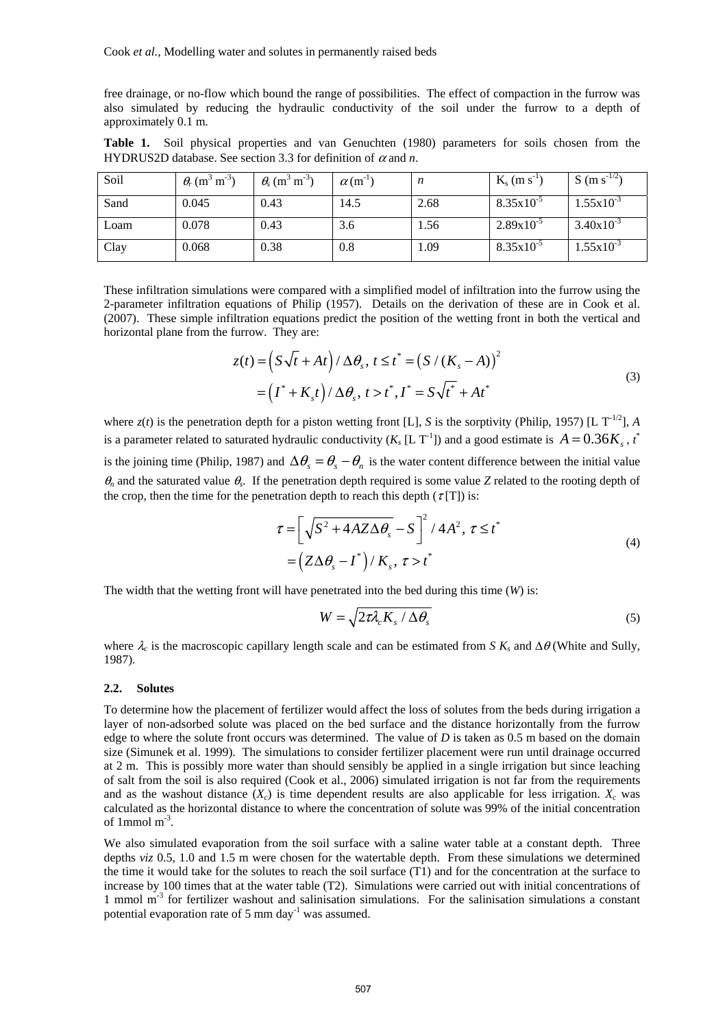free drainage, or no-flow which bound the range of possibilities. The effect of compaction in the furrow was also simulated by reducing the hydraulic conductivity of the soil under the furrow to a depth of approximately 0.1 m.

**Table 1.** Soil physical properties and van Genuchten (1980) parameters for soils chosen from the HYDRUS2D database. See section 3.3 for definition of $\alpha$ and *n*.

| Soil | $\theta_r$ (m$^3$ m$^{-3}$) | $\theta_s$ (m$^3$ m$^{-3}$) | $\alpha$ (m$^{-1}$) | $n$ | K$_s$ (m s$^{-1}$) | S (m s$^{-1/2}$) |
|---|---|---|---|---|---|---|
| Sand | 0.045 | 0.43 | 14.5 | 2.68 | 8.35x10$^{-5}$ | 1.55x10$^{-3}$ |
| Loam | 0.078 | 0.43 | 3.6 | 1.56 | 2.89x10$^{-5}$ | 3.40x10$^{-3}$ |
| Clay | 0.068 | 0.38 | 0.8 | 1.09 | 8.35x10$^{-5}$ | 1.55x10$^{-3}$ |

These infiltration simulations were compared with a simplified model of infiltration into the furrow using the 2-parameter infiltration equations of Philip (1957). Details on the derivation of these are in Cook et al. (2007). These simple infiltration equations predict the position of the wetting front in both the vertical and horizontal plane from the furrow. They are:

$$
\begin{aligned}
z(t) &= \left(S\sqrt{t} + At\right)/\Delta\theta_s,\ t \le t^* = \left(S/(K_s - A)\right)^2 \\
&= \left(I^* + K_s t\right)/\Delta\theta_s,\ t > t^*, I^* = S\sqrt{t^*} + At^*
\end{aligned}
\tag{3}
$$

where $z(t)$ is the penetration depth for a piston wetting front [L], $S$ is the sorptivity (Philip, 1957) [L T$^{-1/2}$], $A$ is a parameter related to saturated hydraulic conductivity ($K_s$ [L T$^{-1}$]) and a good estimate is $A = 0.36K_s$, $t^*$ is the joining time (Philip, 1987) and $\Delta\theta_s = \theta_s - \theta_n$ is the water content difference between the initial value $\theta_n$ and the saturated value $\theta_s$. If the penetration depth required is some value $Z$ related to the rooting depth of the crop, then the time for the penetration depth to reach this depth ($\tau$ [T]) is:

$$
\begin{aligned}
\tau &= \left[\sqrt{S^2 + 4AZ\Delta\theta_s} - S\right]^2 / 4A^2,\ \tau \le t^* \\
&= \left(Z\Delta\theta_s - I^*\right)/K_s,\ \tau > t^*
\end{aligned}
\tag{4}
$$

The width that the wetting front will have penetrated into the bed during this time ($W$) is:

$$
W = \sqrt{2\tau\lambda_c K_s / \Delta\theta_s} \tag{5}
$$

where $\lambda_c$ is the macroscopic capillary length scale and can be estimated from $S$ $K_s$ and $\Delta\theta$ (White and Sully, 1987).

### 2.2. Solutes

To determine how the placement of fertilizer would affect the loss of solutes from the beds during irrigation a layer of non-adsorbed solute was placed on the bed surface and the distance horizontally from the furrow edge to where the solute front occurs was determined. The value of $D$ is taken as 0.5 m based on the domain size (Simunek et al. 1999). The simulations to consider fertilizer placement were run until drainage occurred at 2 m. This is possibly more water than should sensibly be applied in a single irrigation but since leaching of salt from the soil is also required (Cook et al., 2006) simulated irrigation is not far from the requirements and as the washout distance ($X_c$) is time dependent results are also applicable for less irrigation. $X_c$ was calculated as the horizontal distance to where the concentration of solute was 99% of the initial concentration of 1mmol m$^{-3}$.

We also simulated evaporation from the soil surface with a saline water table at a constant depth. Three depths *viz* 0.5, 1.0 and 1.5 m were chosen for the watertable depth. From these simulations we determined the time it would take for the solutes to reach the soil surface (T1) and for the concentration at the surface to increase by 100 times that at the water table (T2). Simulations were carried out with initial concentrations of 1 mmol m$^{-3}$ for fertilizer washout and salinisation simulations. For the salinisation simulations a constant potential evaporation rate of 5 mm day$^{-1}$ was assumed.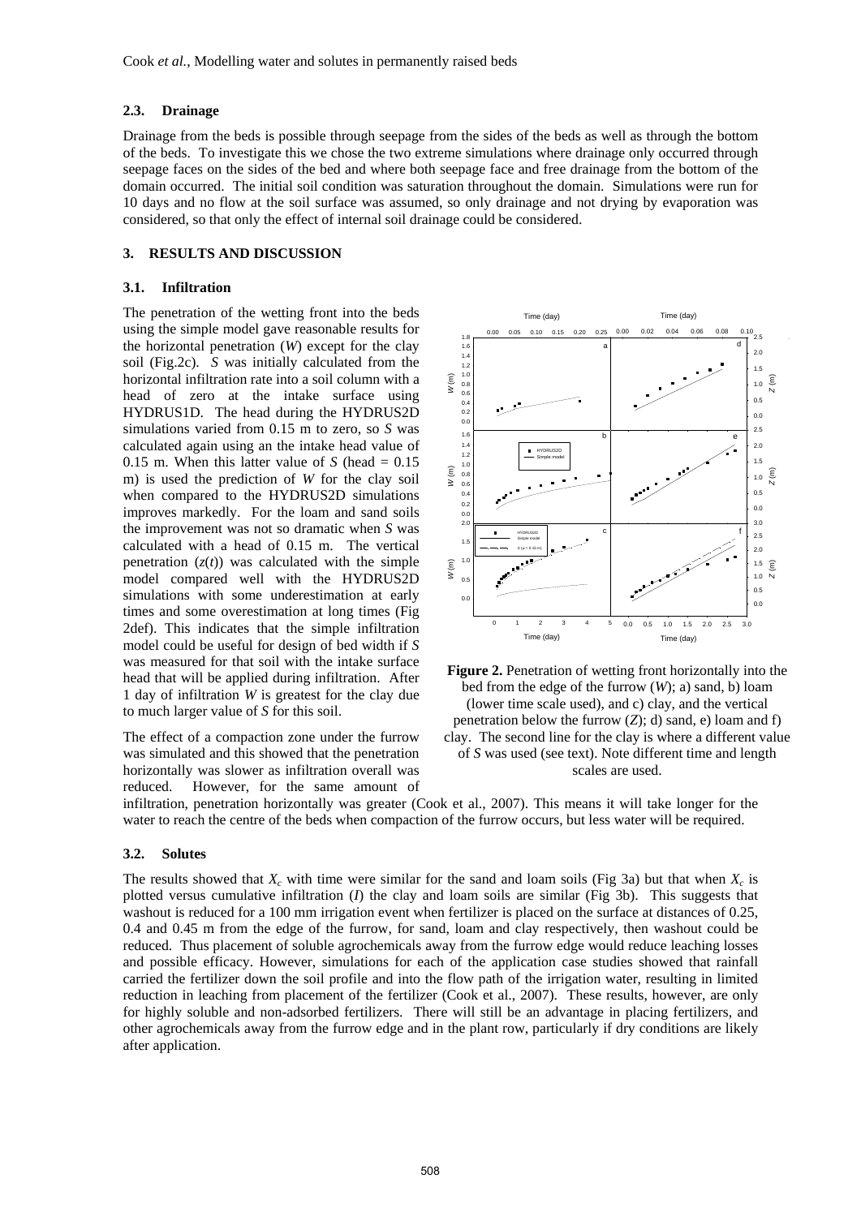### 2.3. Drainage

Drainage from the beds is possible through seepage from the sides of the beds as well as through the bottom of the beds. To investigate this we chose the two extreme simulations where drainage only occurred through seepage faces on the sides of the bed and where both seepage face and free drainage from the bottom of the domain occurred. The initial soil condition was saturation throughout the domain. Simulations were run for 10 days and no flow at the soil surface was assumed, so only drainage and not drying by evaporation was considered, so that only the effect of internal soil drainage could be considered.

## 3. RESULTS AND DISCUSSION

### 3.1. Infiltration

The penetration of the wetting front into the beds using the simple model gave reasonable results for the horizontal penetration ($W$) except for the clay soil (Fig.2c). $S$ was initially calculated from the horizontal infiltration rate into a soil column with a head of zero at the intake surface using HYDRUS1D. The head during the HYDRUS2D simulations varied from 0.15 m to zero, so $S$ was calculated again using an the intake head value of 0.15 m. When this latter value of $S$ (head = 0.15 m) is used the prediction of $W$ for the clay soil when compared to the HYDRUS2D simulations improves markedly. For the loam and sand soils the improvement was not so dramatic when $S$ was calculated with a head of 0.15 m. The vertical penetration ($z(t)$) was calculated with the simple model compared well with the HYDRUS2D simulations with some underestimation at early times and some overestimation at long times (Fig 2def). This indicates that the simple infiltration model could be useful for design of bed width if $S$ was measured for that soil with the intake surface head that will be applied during infiltration. After 1 day of infiltration $W$ is greatest for the clay due to much larger value of $S$ for this soil.

**Figure 2.** Penetration of wetting front horizontally into the bed from the edge of the furrow ($W$); a) sand, b) loam (lower time scale used), and c) clay, and the vertical penetration below the furrow ($Z$); d) sand, e) loam and f) clay. The second line for the clay is where a different value of $S$ was used (see text). Note different time and length scales are used.

The effect of a compaction zone under the furrow was simulated and this showed that the penetration horizontally was slower as infiltration overall was reduced. However, for the same amount of infiltration, penetration horizontally was greater (Cook et al., 2007). This means it will take longer for the water to reach the centre of the beds when compaction of the furrow occurs, but less water will be required.

### 3.2. Solutes

The results showed that $X_c$ with time were similar for the sand and loam soils (Fig 3a) but that when $X_c$ is plotted versus cumulative infiltration ($I$) the clay and loam soils are similar (Fig 3b). This suggests that washout is reduced for a 100 mm irrigation event when fertilizer is placed on the surface at distances of 0.25, 0.4 and 0.45 m from the edge of the furrow, for sand, loam and clay respectively, then washout could be reduced. Thus placement of soluble agrochemicals away from the furrow edge would reduce leaching losses and possible efficacy. However, simulations for each of the application case studies showed that rainfall carried the fertilizer down the soil profile and into the flow path of the irrigation water, resulting in limited reduction in leaching from placement of the fertilizer (Cook et al., 2007). These results, however, are only for highly soluble and non-adsorbed fertilizers. There will still be an advantage in placing fertilizers, and other agrochemicals away from the furrow edge and in the plant row, particularly if dry conditions are likely after application.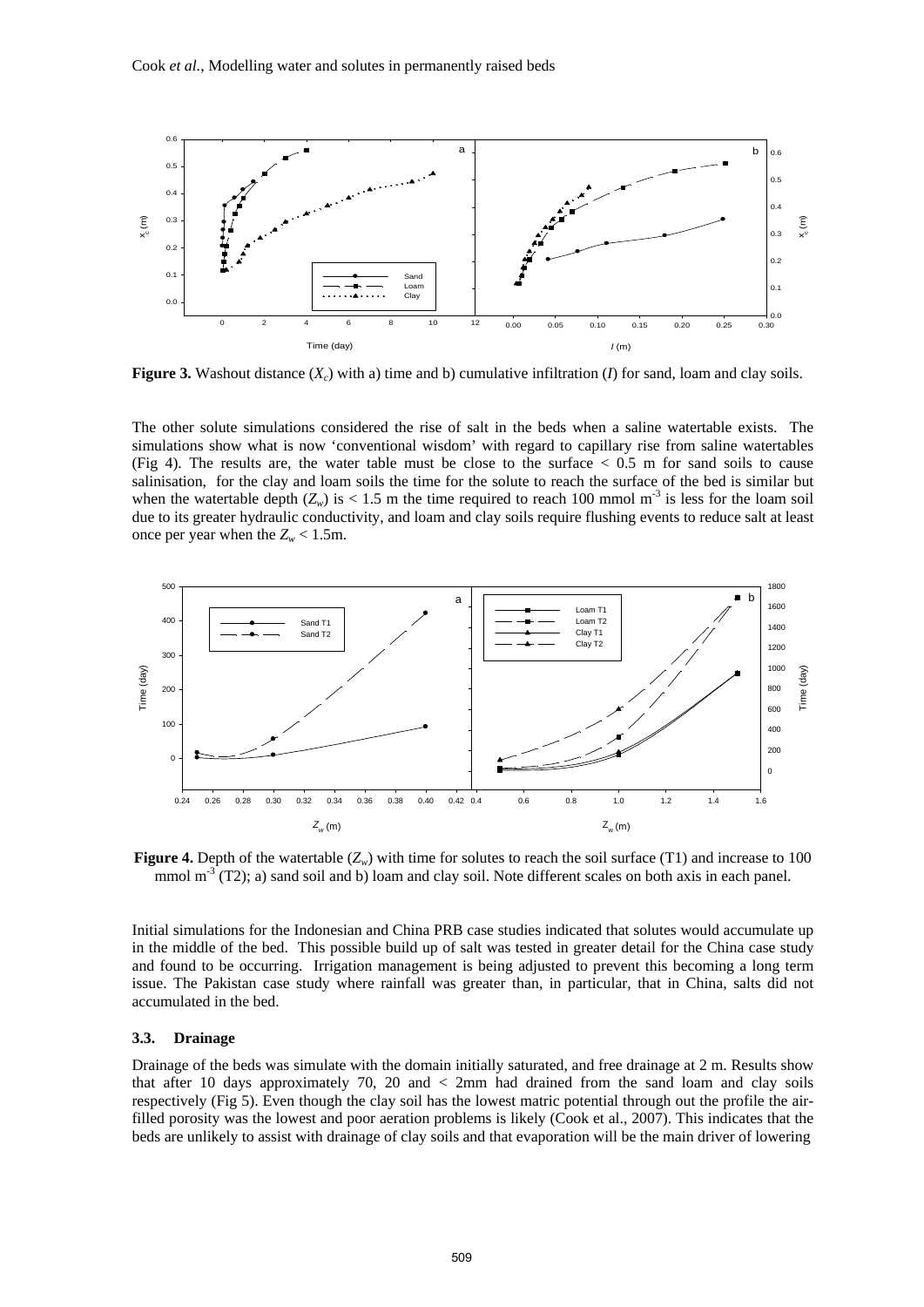**Figure 3.** Washout distance ($X_c$) with a) time and b) cumulative infiltration ($I$) for sand, loam and clay soils.

The other solute simulations considered the rise of salt in the beds when a saline watertable exists. The simulations show what is now 'conventional wisdom' with regard to capillary rise from saline watertables (Fig 4). The results are, the water table must be close to the surface < 0.5 m for sand soils to cause salinisation, for the clay and loam soils the time for the solute to reach the surface of the bed is similar but when the watertable depth ($Z_w$) is < 1.5 m the time required to reach 100 mmol m$^{-3}$ is less for the loam soil due to its greater hydraulic conductivity, and loam and clay soils require flushing events to reduce salt at least once per year when the $Z_w$ < 1.5m.

**Figure 4.** Depth of the watertable ($Z_w$) with time for solutes to reach the soil surface (T1) and increase to 100 mmol m$^{-3}$ (T2); a) sand soil and b) loam and clay soil. Note different scales on both axis in each panel.

Initial simulations for the Indonesian and China PRB case studies indicated that solutes would accumulate up in the middle of the bed. This possible build up of salt was tested in greater detail for the China case study and found to be occurring. Irrigation management is being adjusted to prevent this becoming a long term issue. The Pakistan case study where rainfall was greater than, in particular, that in China, salts did not accumulated in the bed.

### 3.3. Drainage

Drainage of the beds was simulate with the domain initially saturated, and free drainage at 2 m. Results show that after 10 days approximately 70, 20 and < 2mm had drained from the sand loam and clay soils respectively (Fig 5). Even though the clay soil has the lowest matric potential through out the profile the air-filled porosity was the lowest and poor aeration problems is likely (Cook et al., 2007). This indicates that the beds are unlikely to assist with drainage of clay soils and that evaporation will be the main driver of lowering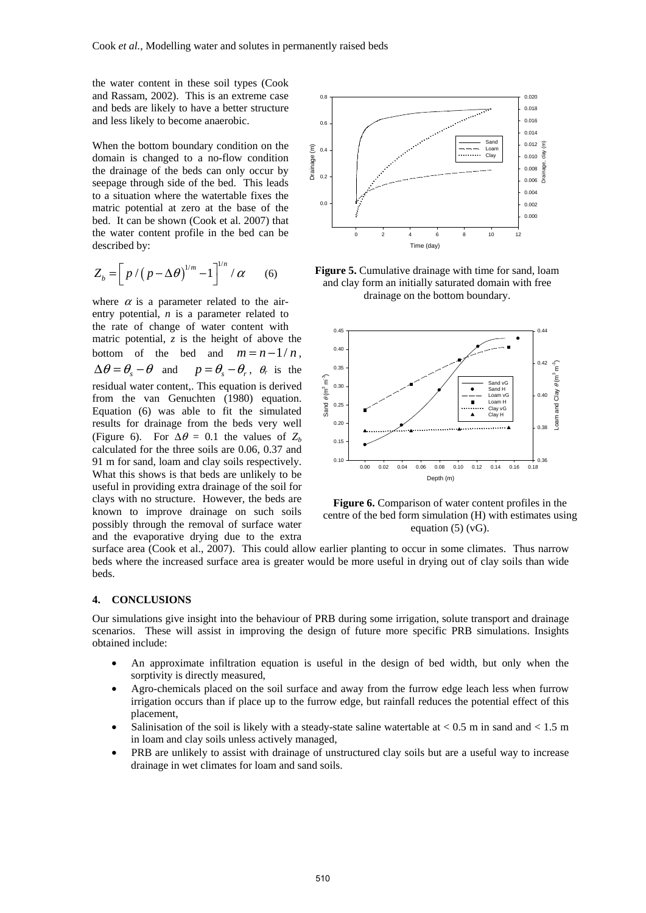the water content in these soil types (Cook and Rassam, 2002). This is an extreme case and beds are likely to have a better structure and less likely to become anaerobic.

When the bottom boundary condition on the domain is changed to a no-flow condition the drainage of the beds can only occur by seepage through side of the bed. This leads to a situation where the watertable fixes the matric potential at zero at the base of the bed. It can be shown (Cook et al. 2007) that the water content profile in the bed can be described by:

$$Z_b = \left[ p / \left( p - \Delta\theta \right)^{1/m} - 1 \right]^{1/n} / \alpha \qquad (6)$$

where $\alpha$ is a parameter related to the air-entry potential, $n$ is a parameter related to the rate of change of water content with matric potential, $z$ is the height of above the bottom of the bed and $m = n - 1/n$, $\Delta\theta = \theta_s - \theta$ and $p = \theta_s - \theta_r$, $\theta_r$ is the residual water content,. This equation is derived from the van Genuchten (1980) equation. Equation (6) was able to fit the simulated results for drainage from the beds very well (Figure 6). For $\Delta\theta$ = 0.1 the values of $Z_b$ calculated for the three soils are 0.06, 0.37 and 91 m for sand, loam and clay soils respectively. What this shows is that beds are unlikely to be useful in providing extra drainage of the soil for clays with no structure. However, the beds are known to improve drainage on such soils possibly through the removal of surface water and the evaporative drying due to the extra surface area (Cook et al., 2007). This could allow earlier planting to occur in some climates. Thus narrow beds where the increased surface area is greater would be more useful in drying out of clay soils than wide beds.

**Figure 5.** Cumulative drainage with time for sand, loam and clay form an initially saturated domain with free drainage on the bottom boundary.

**Figure 6.** Comparison of water content profiles in the centre of the bed form simulation (H) with estimates using equation (5) (vG).

## 4. CONCLUSIONS

Our simulations give insight into the behaviour of PRB during some irrigation, solute transport and drainage scenarios. These will assist in improving the design of future more specific PRB simulations. Insights obtained include:

- An approximate infiltration equation is useful in the design of bed width, but only when the sorptivity is directly measured,
- Agro-chemicals placed on the soil surface and away from the furrow edge leach less when furrow irrigation occurs than if place up to the furrow edge, but rainfall reduces the potential effect of this placement,
- Salinisation of the soil is likely with a steady-state saline watertable at < 0.5 m in sand and < 1.5 m in loam and clay soils unless actively managed,
- PRB are unlikely to assist with drainage of unstructured clay soils but are a useful way to increase drainage in wet climates for loam and sand soils.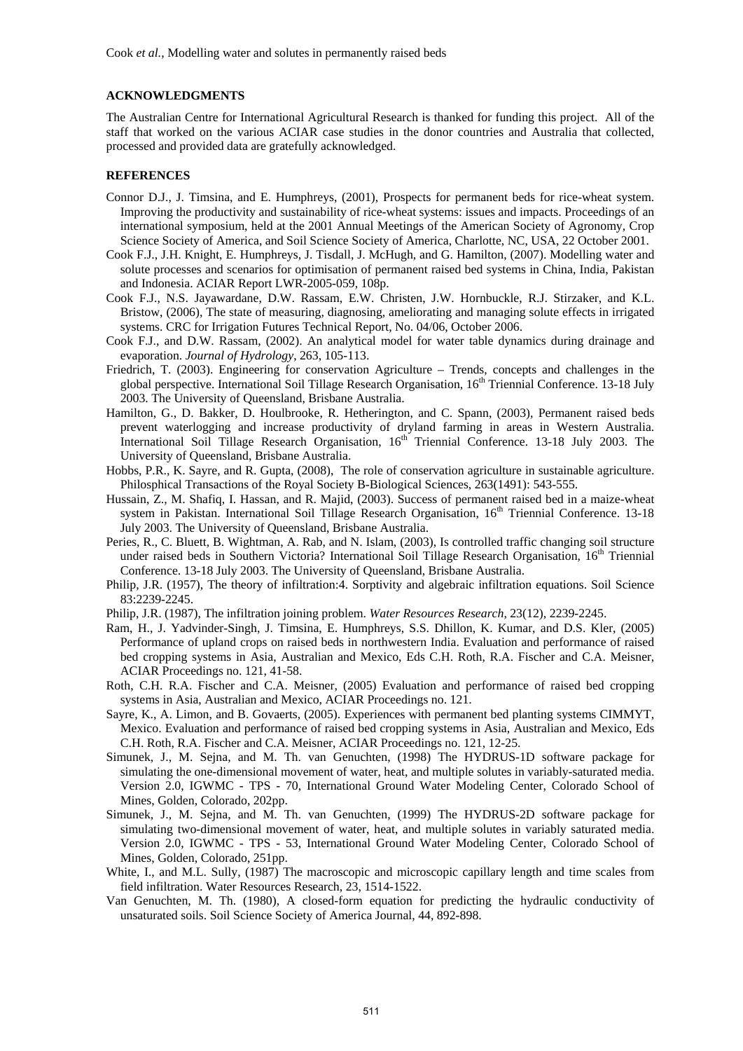## ACKNOWLEDGMENTS

The Australian Centre for International Agricultural Research is thanked for funding this project. All of the staff that worked on the various ACIAR case studies in the donor countries and Australia that collected, processed and provided data are gratefully acknowledged.

## REFERENCES

Connor D.J., J. Timsina, and E. Humphreys, (2001), Prospects for permanent beds for rice-wheat system. Improving the productivity and sustainability of rice-wheat systems: issues and impacts. Proceedings of an international symposium, held at the 2001 Annual Meetings of the American Society of Agronomy, Crop Science Society of America, and Soil Science Society of America, Charlotte, NC, USA, 22 October 2001.

Cook F.J., J.H. Knight, E. Humphreys, J. Tisdall, J. McHugh, and G. Hamilton, (2007). Modelling water and solute processes and scenarios for optimisation of permanent raised bed systems in China, India, Pakistan and Indonesia. ACIAR Report LWR-2005-059, 108p.

Cook F.J., N.S. Jayawardane, D.W. Rassam, E.W. Christen, J.W. Hornbuckle, R.J. Stirzaker, and K.L. Bristow, (2006), The state of measuring, diagnosing, ameliorating and managing solute effects in irrigated systems. CRC for Irrigation Futures Technical Report, No. 04/06, October 2006.

Cook F.J., and D.W. Rassam, (2002). An analytical model for water table dynamics during drainage and evaporation. *Journal of Hydrology*, 263, 105-113.

Friedrich, T. (2003). Engineering for conservation Agriculture – Trends, concepts and challenges in the global perspective. International Soil Tillage Research Organisation, 16th Triennial Conference. 13-18 July 2003. The University of Queensland, Brisbane Australia.

Hamilton, G., D. Bakker, D. Houlbrooke, R. Hetherington, and C. Spann, (2003), Permanent raised beds prevent waterlogging and increase productivity of dryland farming in areas in Western Australia. International Soil Tillage Research Organisation, 16th Triennial Conference. 13-18 July 2003. The University of Queensland, Brisbane Australia.

Hobbs, P.R., K. Sayre, and R. Gupta, (2008), The role of conservation agriculture in sustainable agriculture. Philosphical Transactions of the Royal Society B-Biological Sciences, 263(1491): 543-555.

Hussain, Z., M. Shafiq, I. Hassan, and R. Majid, (2003). Success of permanent raised bed in a maize-wheat system in Pakistan. International Soil Tillage Research Organisation, 16th Triennial Conference. 13-18 July 2003. The University of Queensland, Brisbane Australia.

Peries, R., C. Bluett, B. Wightman, A. Rab, and N. Islam, (2003), Is controlled traffic changing soil structure under raised beds in Southern Victoria? International Soil Tillage Research Organisation, 16th Triennial Conference. 13-18 July 2003. The University of Queensland, Brisbane Australia.

Philip, J.R. (1957), The theory of infiltration:4. Sorptivity and algebraic infiltration equations. Soil Science 83:2239-2245.

Philip, J.R. (1987), The infiltration joining problem. *Water Resources Research*, 23(12), 2239-2245.

Ram, H., J. Yadvinder-Singh, J. Timsina, E. Humphreys, S.S. Dhillon, K. Kumar, and D.S. Kler, (2005) Performance of upland crops on raised beds in northwestern India. Evaluation and performance of raised bed cropping systems in Asia, Australian and Mexico, Eds C.H. Roth, R.A. Fischer and C.A. Meisner, ACIAR Proceedings no. 121, 41-58.

Roth, C.H. R.A. Fischer and C.A. Meisner, (2005) Evaluation and performance of raised bed cropping systems in Asia, Australian and Mexico, ACIAR Proceedings no. 121.

Sayre, K., A. Limon, and B. Govaerts, (2005). Experiences with permanent bed planting systems CIMMYT, Mexico. Evaluation and performance of raised bed cropping systems in Asia, Australian and Mexico, Eds C.H. Roth, R.A. Fischer and C.A. Meisner, ACIAR Proceedings no. 121, 12-25.

Simunek, J., M. Sejna, and M. Th. van Genuchten, (1998) The HYDRUS-1D software package for simulating the one-dimensional movement of water, heat, and multiple solutes in variably-saturated media. Version 2.0, IGWMC - TPS - 70, International Ground Water Modeling Center, Colorado School of Mines, Golden, Colorado, 202pp.

Simunek, J., M. Sejna, and M. Th. van Genuchten, (1999) The HYDRUS-2D software package for simulating two-dimensional movement of water, heat, and multiple solutes in variably saturated media. Version 2.0, IGWMC - TPS - 53, International Ground Water Modeling Center, Colorado School of Mines, Golden, Colorado, 251pp.

White, I., and M.L. Sully, (1987) The macroscopic and microscopic capillary length and time scales from field infiltration. Water Resources Research, 23, 1514-1522.

Van Genuchten, M. Th. (1980), A closed-form equation for predicting the hydraulic conductivity of unsaturated soils. Soil Science Society of America Journal, 44, 892-898.